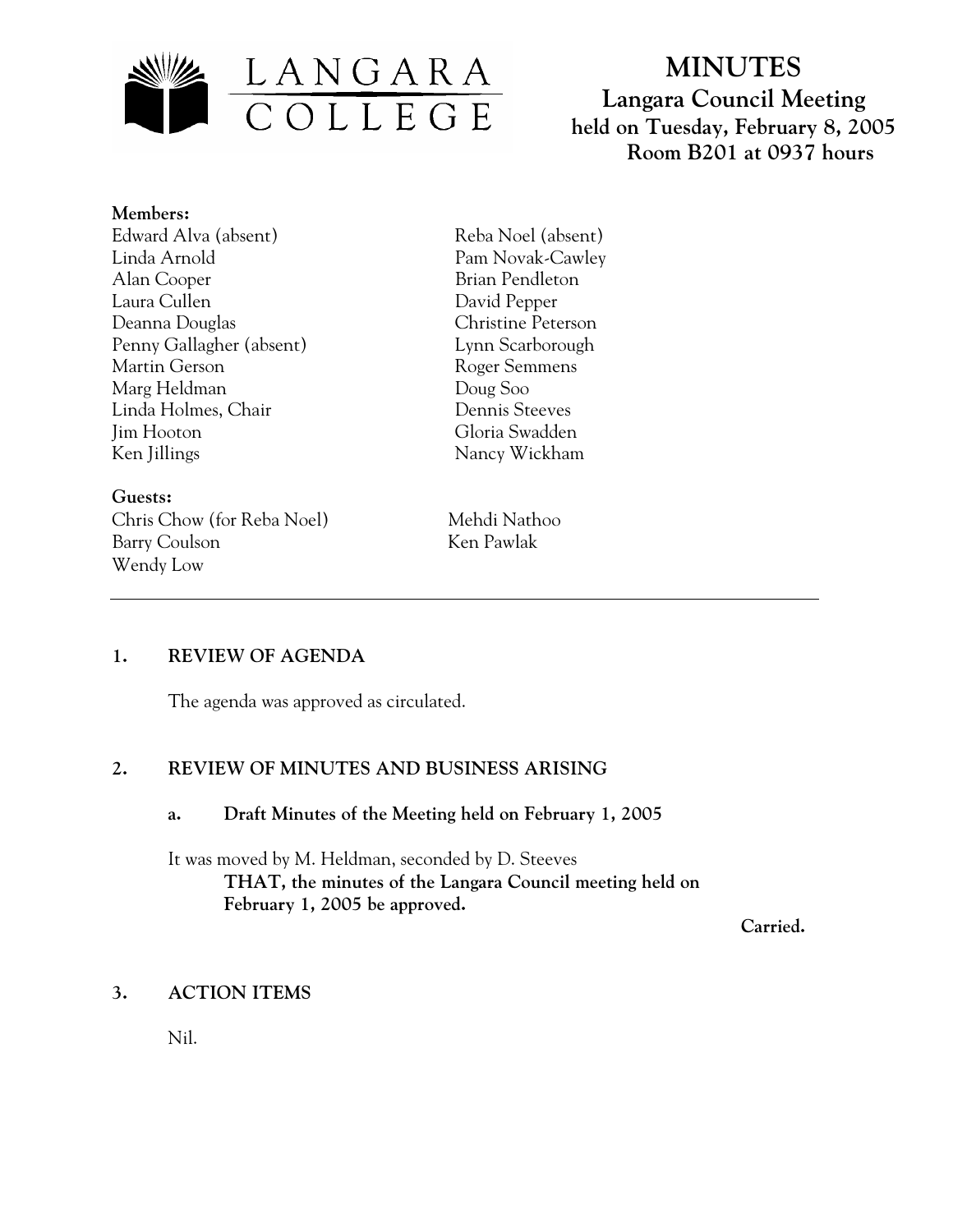LANGARA COLLEGE

# MINUTES

## Langara Council Meeting
## held on Tuesday, February 8, 2005
## Room B201 at 0937 hours

**Members:**

Edward Alva (absent)
Linda Arnold
Alan Cooper
Laura Cullen
Deanna Douglas
Penny Gallagher (absent)
Martin Gerson
Marg Heldman
Linda Holmes, Chair
Jim Hooton
Ken Jillings
Reba Noel (absent)
Pam Novak-Cawley
Brian Pendleton
David Pepper
Christine Peterson
Lynn Scarborough
Roger Semmens
Doug Soo
Dennis Steeves
Gloria Swadden
Nancy Wickham

**Guests:**

Chris Chow (for Reba Noel)
Barry Coulson
Wendy Low
Mehdi Nathoo
Ken Pawlak

---

### 1. REVIEW OF AGENDA

The agenda was approved as circulated.

### 2. REVIEW OF MINUTES AND BUSINESS ARISING

**a. Draft Minutes of the Meeting held on February 1, 2005**

It was moved by M. Heldman, seconded by D. Steeves

**THAT, the minutes of the Langara Council meeting held on February 1, 2005 be approved.**

**Carried.**

### 3. ACTION ITEMS

Nil.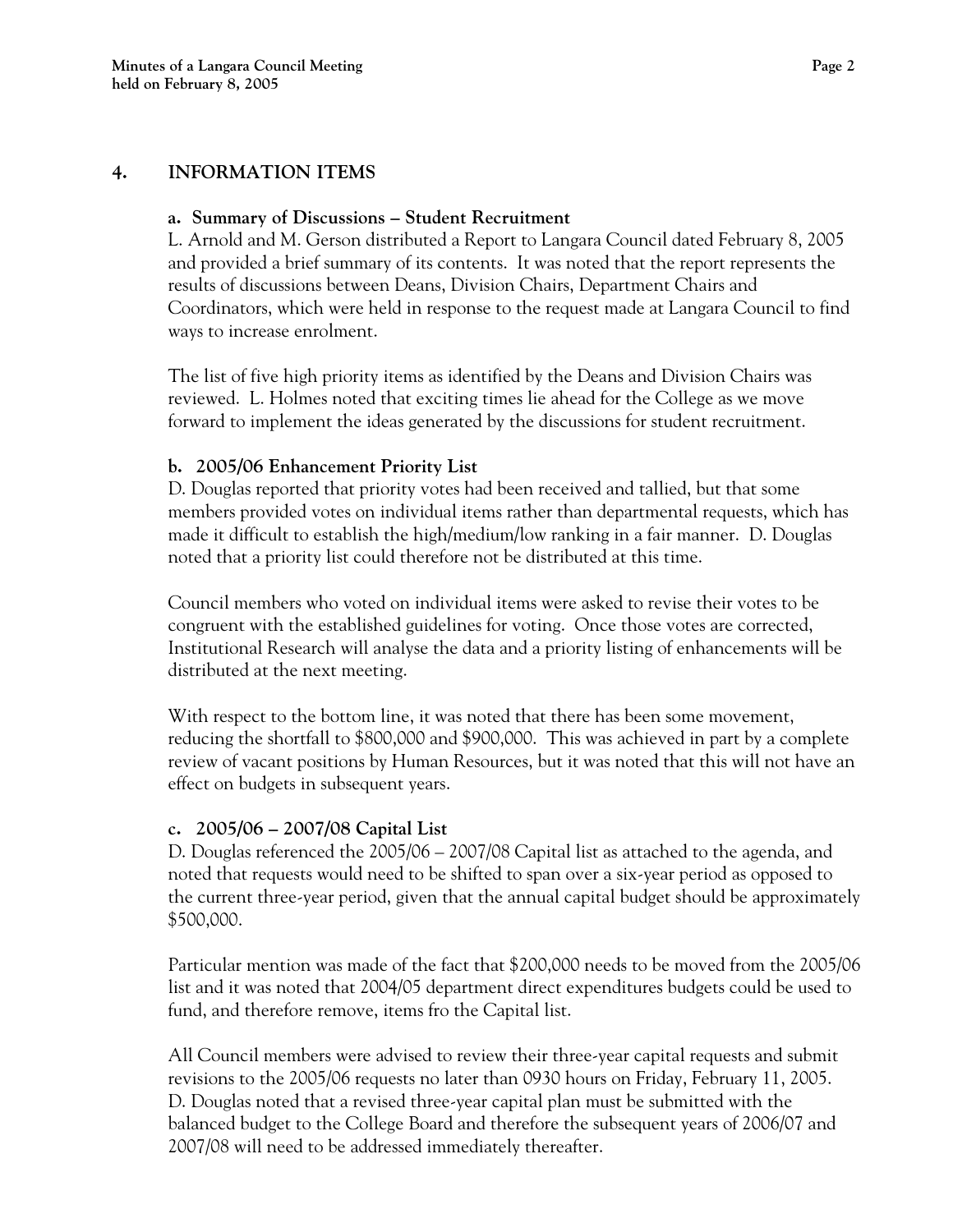## 4. INFORMATION ITEMS

### a. Summary of Discussions – Student Recruitment

L. Arnold and M. Gerson distributed a Report to Langara Council dated February 8, 2005 and provided a brief summary of its contents. It was noted that the report represents the results of discussions between Deans, Division Chairs, Department Chairs and Coordinators, which were held in response to the request made at Langara Council to find ways to increase enrolment.

The list of five high priority items as identified by the Deans and Division Chairs was reviewed. L. Holmes noted that exciting times lie ahead for the College as we move forward to implement the ideas generated by the discussions for student recruitment.

### b. 2005/06 Enhancement Priority List

D. Douglas reported that priority votes had been received and tallied, but that some members provided votes on individual items rather than departmental requests, which has made it difficult to establish the high/medium/low ranking in a fair manner. D. Douglas noted that a priority list could therefore not be distributed at this time.

Council members who voted on individual items were asked to revise their votes to be congruent with the established guidelines for voting. Once those votes are corrected, Institutional Research will analyse the data and a priority listing of enhancements will be distributed at the next meeting.

With respect to the bottom line, it was noted that there has been some movement, reducing the shortfall to $800,000 and $900,000. This was achieved in part by a complete review of vacant positions by Human Resources, but it was noted that this will not have an effect on budgets in subsequent years.

### c. 2005/06 – 2007/08 Capital List

D. Douglas referenced the 2005/06 – 2007/08 Capital list as attached to the agenda, and noted that requests would need to be shifted to span over a six-year period as opposed to the current three-year period, given that the annual capital budget should be approximately $500,000.

Particular mention was made of the fact that $200,000 needs to be moved from the 2005/06 list and it was noted that 2004/05 department direct expenditures budgets could be used to fund, and therefore remove, items fro the Capital list.

All Council members were advised to review their three-year capital requests and submit revisions to the 2005/06 requests no later than 0930 hours on Friday, February 11, 2005. D. Douglas noted that a revised three-year capital plan must be submitted with the balanced budget to the College Board and therefore the subsequent years of 2006/07 and 2007/08 will need to be addressed immediately thereafter.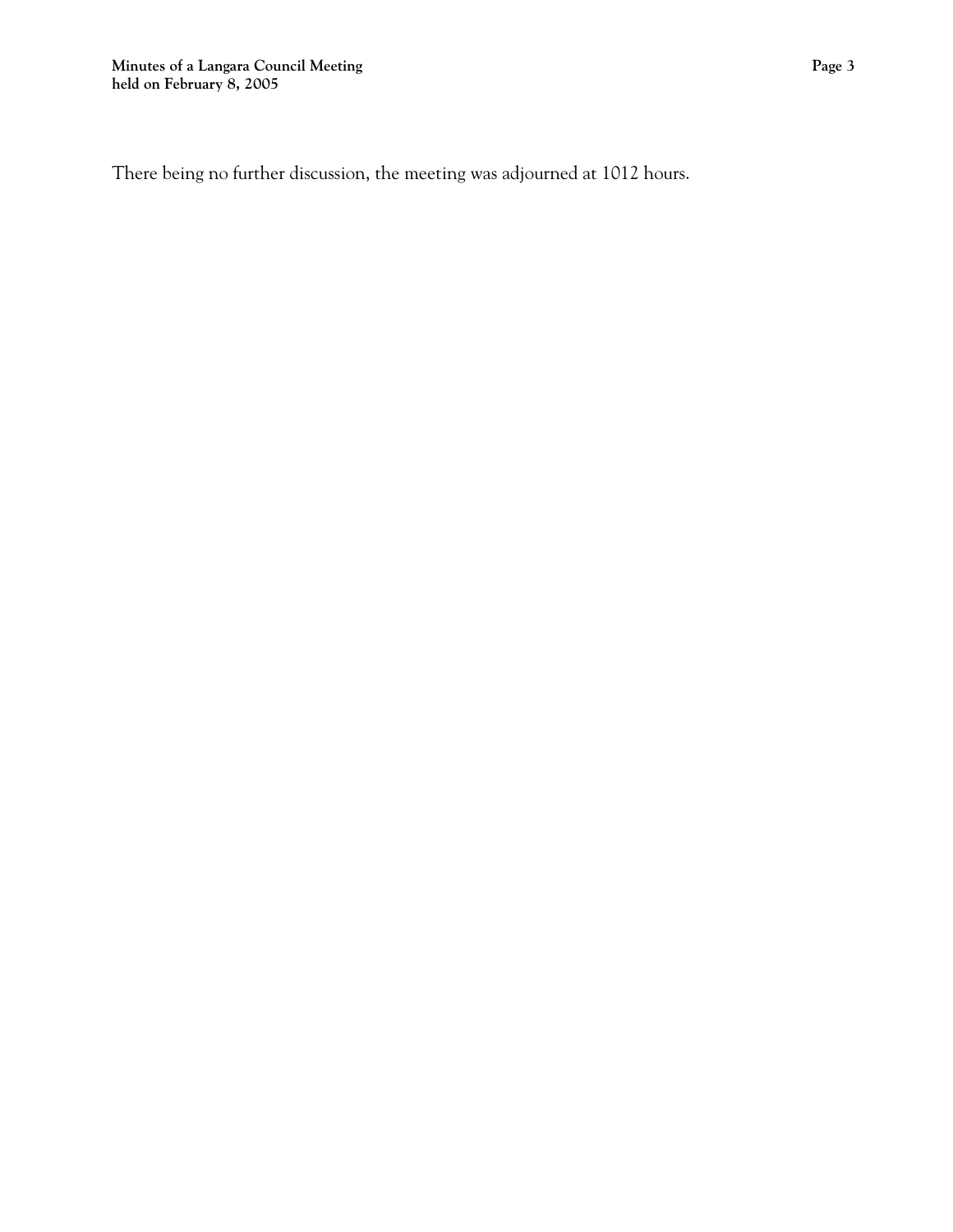There being no further discussion, the meeting was adjourned at 1012 hours.